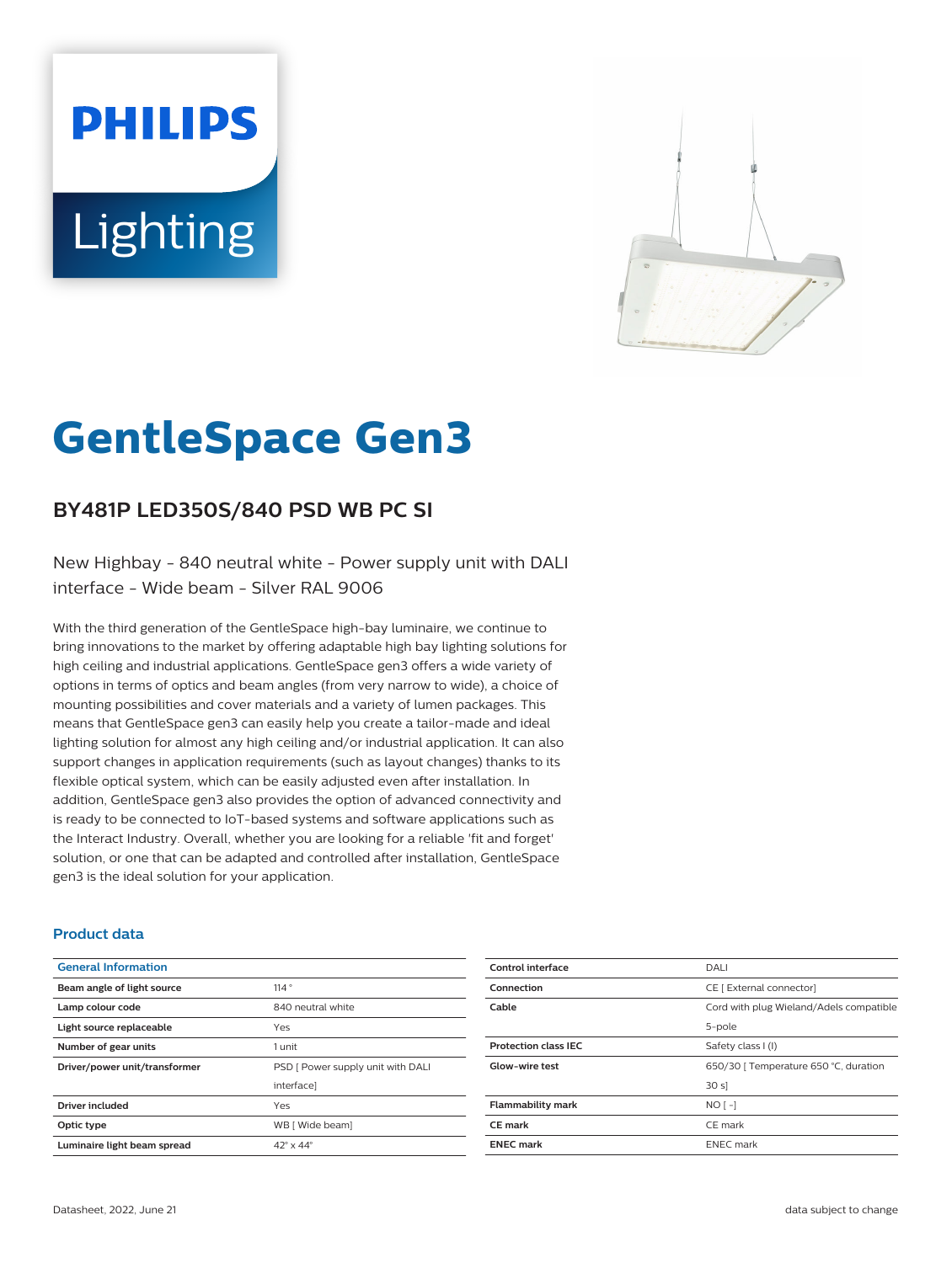PHILIPS

Lighting

# GentleSpace Gen3

## BY481P LED350S/840 PSD WB PC SI

New Highbay - 840 neutral white - Power supply unit with DALI interface - Wide beam - Silver RAL 9006

With the third generation of the GentleSpace high-bay luminaire, we continue to bring innovations to the market by offering adaptable high bay lighting solutions for high ceiling and industrial applications. GentleSpace gen3 offers a wide variety of options in terms of optics and beam angles (from very narrow to wide), a choice of mounting possibilities and cover materials and a variety of lumen packages. This means that GentleSpace gen3 can easily help you create a tailor-made and ideal lighting solution for almost any high ceiling and/or industrial application. It can also support changes in application requirements (such as layout changes) thanks to its flexible optical system, which can be easily adjusted even after installation. In addition, GentleSpace gen3 also provides the option of advanced connectivity and is ready to be connected to IoT-based systems and software applications such as the Interact Industry. Overall, whether you are looking for a reliable 'fit and forget' solution, or one that can be adapted and controlled after installation, GentleSpace gen3 is the ideal solution for your application.

### Product data

| General Information | |
|---|---|
| **Beam angle of light source** | 114 ° |
| **Lamp colour code** | 840 neutral white |
| **Light source replaceable** | Yes |
| **Number of gear units** | 1 unit |
| **Driver/power unit/transformer** | PSD [ Power supply unit with DALI interface] |
| **Driver included** | Yes |
| **Optic type** | WB [ Wide beam] |
| **Luminaire light beam spread** | 42° x 44° |
| **Control interface** | DALI |
| **Connection** | CE [ External connector] |
| **Cable** | Cord with plug Wieland/Adels compatible 5-pole |
| **Protection class IEC** | Safety class I (I) |
| **Glow-wire test** | 650/30 [ Temperature 650 °C, duration 30 s] |
| **Flammability mark** | NO [ -] |
| **CE mark** | CE mark |
| **ENEC mark** | ENEC mark |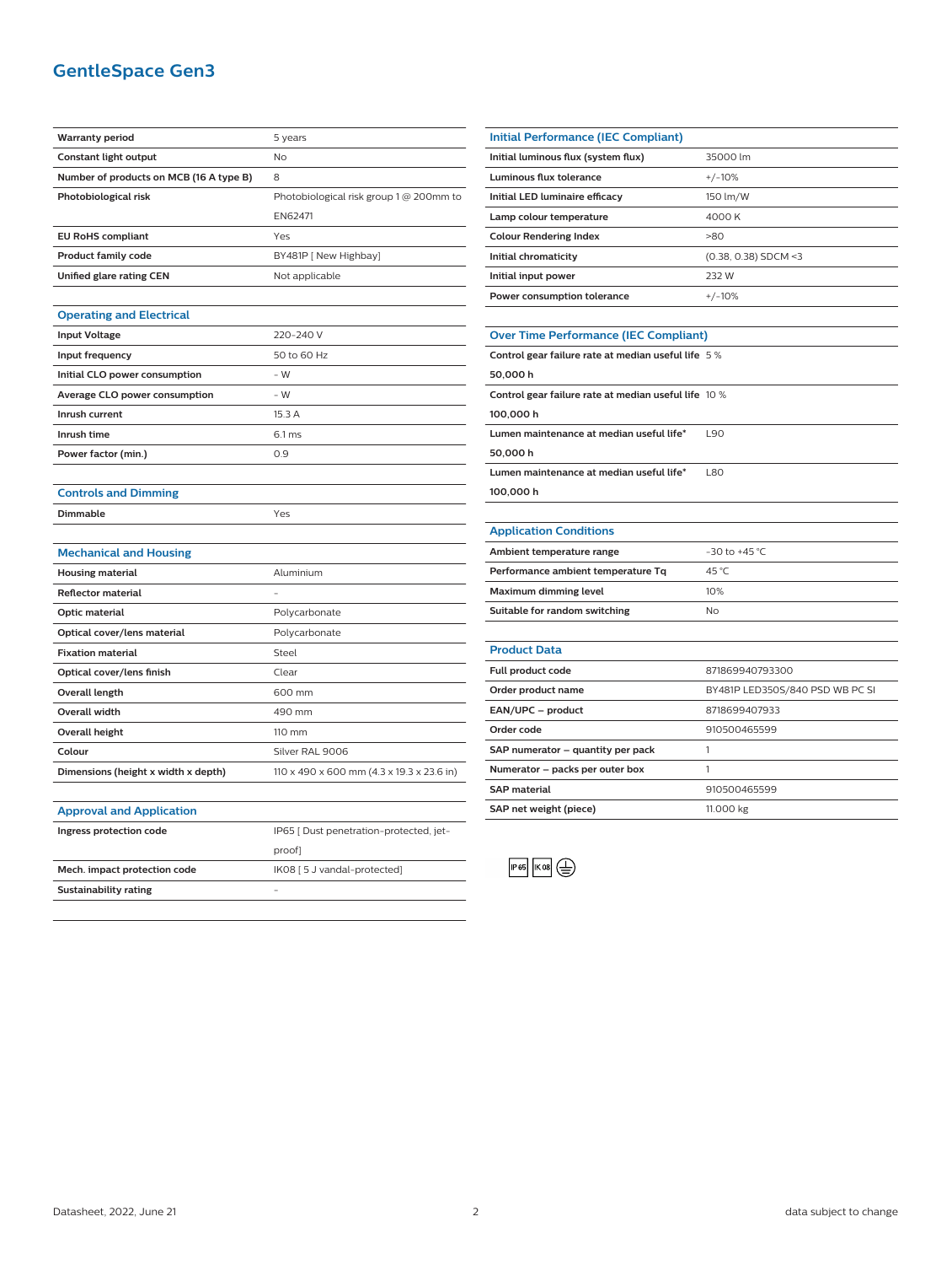## GentleSpace Gen3

| | |
|---|---|
| **Warranty period** | 5 years |
| **Constant light output** | No |
| **Number of products on MCB (16 A type B)** | 8 |
| **Photobiological risk** | Photobiological risk group 1 @ 200mm to EN62471 |
| **EU RoHS compliant** | Yes |
| **Product family code** | BY481P [ New Highbay] |
| **Unified glare rating CEN** | Not applicable |

### Operating and Electrical

| | |
|---|---|
| **Input Voltage** | 220-240 V |
| **Input frequency** | 50 to 60 Hz |
| **Initial CLO power consumption** | - W |
| **Average CLO power consumption** | - W |
| **Inrush current** | 15.3 A |
| **Inrush time** | 6.1 ms |
| **Power factor (min.)** | 0.9 |

### Controls and Dimming

| | |
|---|---|
| **Dimmable** | Yes |

### Mechanical and Housing

| | |
|---|---|
| **Housing material** | Aluminium |
| **Reflector material** | - |
| **Optic material** | Polycarbonate |
| **Optical cover/lens material** | Polycarbonate |
| **Fixation material** | Steel |
| **Optical cover/lens finish** | Clear |
| **Overall length** | 600 mm |
| **Overall width** | 490 mm |
| **Overall height** | 110 mm |
| **Colour** | Silver RAL 9006 |
| **Dimensions (height x width x depth)** | 110 x 490 x 600 mm (4.3 x 19.3 x 23.6 in) |

### Approval and Application

| | |
|---|---|
| **Ingress protection code** | IP65 [ Dust penetration-protected, jet-proof] |
| **Mech. impact protection code** | IK08 [ 5 J vandal-protected] |
| **Sustainability rating** | - |

### Initial Performance (IEC Compliant)

| | |
|---|---|
| **Initial luminous flux (system flux)** | 35000 lm |
| **Luminous flux tolerance** | +/-10% |
| **Initial LED luminaire efficacy** | 150 lm/W |
| **Lamp colour temperature** | 4000 K |
| **Colour Rendering Index** | >80 |
| **Initial chromaticity** | (0.38, 0.38) SDCM <3 |
| **Initial input power** | 232 W |
| **Power consumption tolerance** | +/-10% |

### Over Time Performance (IEC Compliant)

| | |
|---|---|
| **Control gear failure rate at median useful life 50,000 h** | 5 % |
| **Control gear failure rate at median useful life 100,000 h** | 10 % |
| **Lumen maintenance at median useful life* 50,000 h** | L90 |
| **Lumen maintenance at median useful life* 100,000 h** | L80 |

### Application Conditions

| | |
|---|---|
| **Ambient temperature range** | -30 to +45 °C |
| **Performance ambient temperature Tq** | 45 °C |
| **Maximum dimming level** | 10% |
| **Suitable for random switching** | No |

### Product Data

| | |
|---|---|
| **Full product code** | 871869940793300 |
| **Order product name** | BY481P LED350S/840 PSD WB PC SI |
| **EAN/UPC – product** | 8718699407933 |
| **Order code** | 910500465599 |
| **SAP numerator – quantity per pack** | 1 |
| **Numerator – packs per outer box** | 1 |
| **SAP material** | 910500465599 |
| **SAP net weight (piece)** | 11.000 kg |

IP65 IK08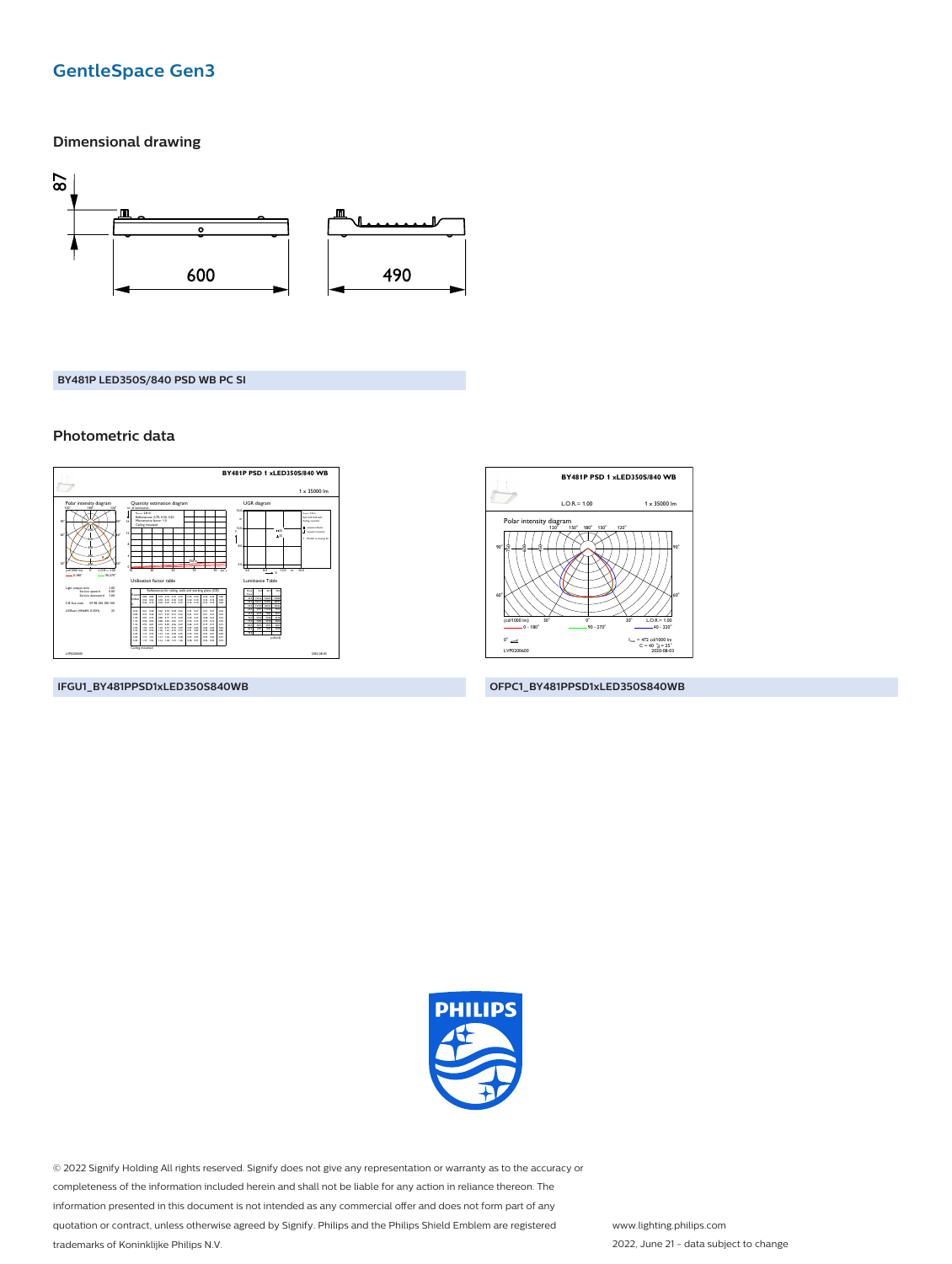## GentleSpace Gen3

### Dimensional drawing

87

600

490

BY481P LED350S/840 PSD WB PC SI

### Photometric data

BY481P PSD 1 xLED350S/840 WB

1 x 35000 lm

Polar intensity diagram

Quantity estimation diagram

UGR diagram

Utilisation factor table

Luminance Table

LVP0200600

IFGU1_BY481PPSD1xLED350S840WB

BY481P PSD 1 xLED350S/840 WB

L.O.R.= 1.00

1 x 35000 lm

Polar intensity diagram

120° 150° 180° 150° 120°

90° 90°

60° 60°

(cd/1000 lm) 30° 0° 30° L.O.R.= 1.00

0 - 180° 90 - 270° 40 - 220°

$I_{max}$ = 472 cd/1000 lm

C = 40 γ = 25°

2020-08-03

LVP0200600

OFPC1_BY481PPSD1xLED350S840WB

© 2022 Signify Holding All rights reserved. Signify does not give any representation or warranty as to the accuracy or completeness of the information included herein and shall not be liable for any action in reliance thereon. The information presented in this document is not intended as any commercial offer and does not form part of any quotation or contract, unless otherwise agreed by Signify. Philips and the Philips Shield Emblem are registered trademarks of Koninklijke Philips N.V.

www.lighting.philips.com

2022, June 21 - data subject to change